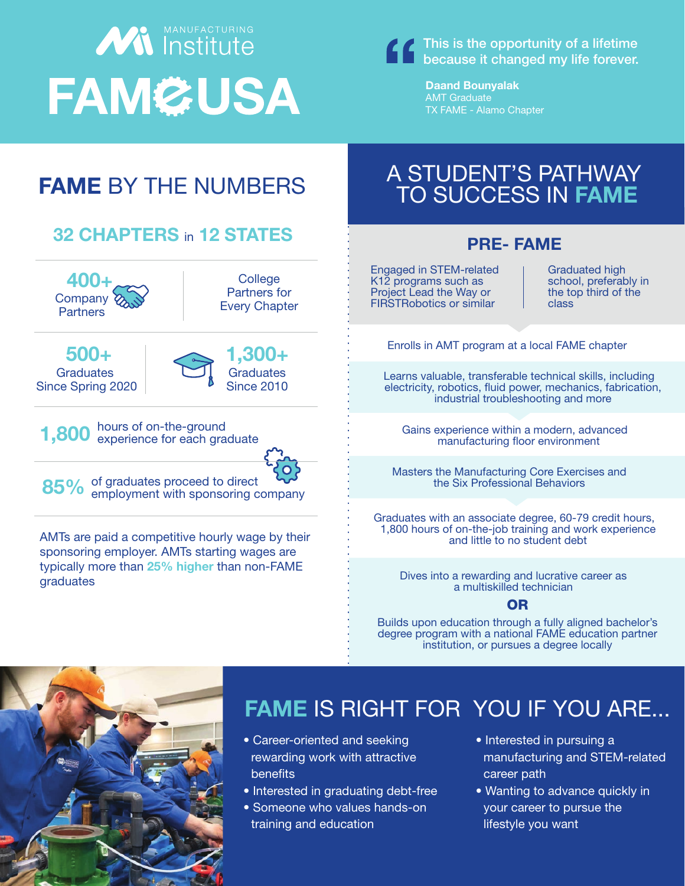MANUFACTURING Institute

# FAME USA

> This is the opportunity of a lifetime because it changed my life forever.
>
> **Daand Bounyalak**
> AMT Graduate
> TX FAME - Alamo Chapter

## FAME BY THE NUMBERS

### 32 CHAPTERS in 12 STATES

**400+** Company Partners

College Partners for Every Chapter

**500+** Graduates Since Spring 2020

**1,300+** Graduates Since 2010

**1,800** hours of on-the-ground experience for each graduate

**85%** of graduates proceed to direct employment with sponsoring company

AMTs are paid a competitive hourly wage by their sponsoring employer. AMTs starting wages are typically more than **25% higher** than non-FAME graduates

## A STUDENT'S PATHWAY TO SUCCESS IN FAME

### PRE- FAME

Engaged in STEM-related K12 programs such as Project Lead the Way or FIRSTRobotics or similar

Graduated high school, preferably in the top third of the class

Enrolls in AMT program at a local FAME chapter

Learns valuable, transferable technical skills, including electricity, robotics, fluid power, mechanics, fabrication, industrial troubleshooting and more

Gains experience within a modern, advanced manufacturing floor environment

Masters the Manufacturing Core Exercises and the Six Professional Behaviors

Graduates with an associate degree, 60-79 credit hours, 1,800 hours of on-the-job training and work experience and little to no student debt

Dives into a rewarding and lucrative career as a multiskilled technician

**OR**

Builds upon education through a fully aligned bachelor's degree program with a national FAME education partner institution, or pursues a degree locally

## FAME IS RIGHT FOR YOU IF YOU ARE...

- Career-oriented and seeking rewarding work with attractive benefits
- Interested in graduating debt-free
- Someone who values hands-on training and education
- Interested in pursuing a manufacturing and STEM-related career path
- Wanting to advance quickly in your career to pursue the lifestyle you want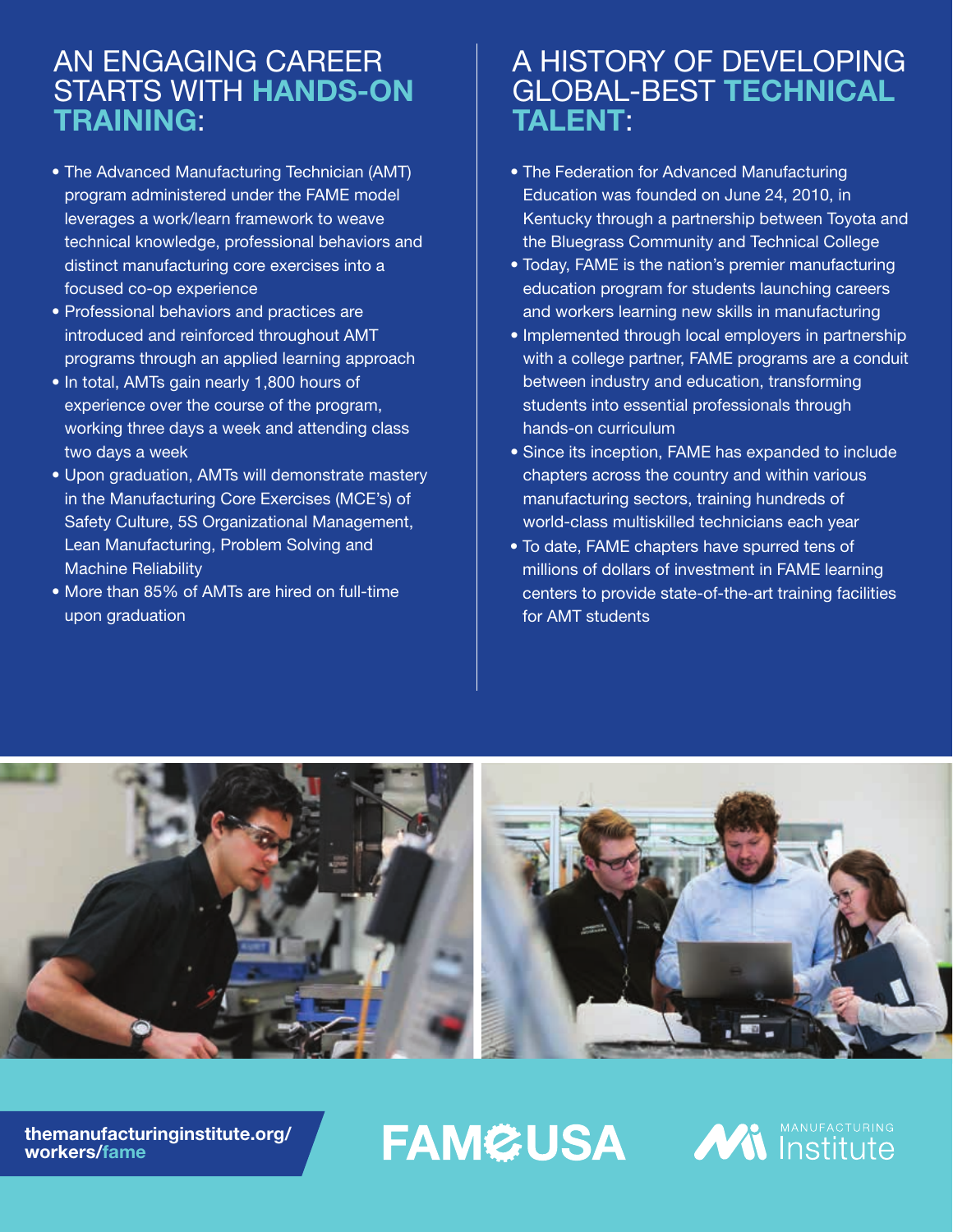## AN ENGAGING CAREER STARTS WITH **HANDS-ON TRAINING**:

- The Advanced Manufacturing Technician (AMT) program administered under the FAME model leverages a work/learn framework to weave technical knowledge, professional behaviors and distinct manufacturing core exercises into a focused co-op experience
- Professional behaviors and practices are introduced and reinforced throughout AMT programs through an applied learning approach
- In total, AMTs gain nearly 1,800 hours of experience over the course of the program, working three days a week and attending class two days a week
- Upon graduation, AMTs will demonstrate mastery in the Manufacturing Core Exercises (MCE's) of Safety Culture, 5S Organizational Management, Lean Manufacturing, Problem Solving and Machine Reliability
- More than 85% of AMTs are hired on full-time upon graduation

## A HISTORY OF DEVELOPING GLOBAL-BEST **TECHNICAL TALENT**:

- The Federation for Advanced Manufacturing Education was founded on June 24, 2010, in Kentucky through a partnership between Toyota and the Bluegrass Community and Technical College
- Today, FAME is the nation's premier manufacturing education program for students launching careers and workers learning new skills in manufacturing
- Implemented through local employers in partnership with a college partner, FAME programs are a conduit between industry and education, transforming students into essential professionals through hands-on curriculum
- Since its inception, FAME has expanded to include chapters across the country and within various manufacturing sectors, training hundreds of world-class multiskilled technicians each year
- To date, FAME chapters have spurred tens of millions of dollars of investment in FAME learning centers to provide state-of-the-art training facilities for AMT students

**themanufacturinginstitute.org/workers/fame**

FAME USA

MANUFACTURING Institute